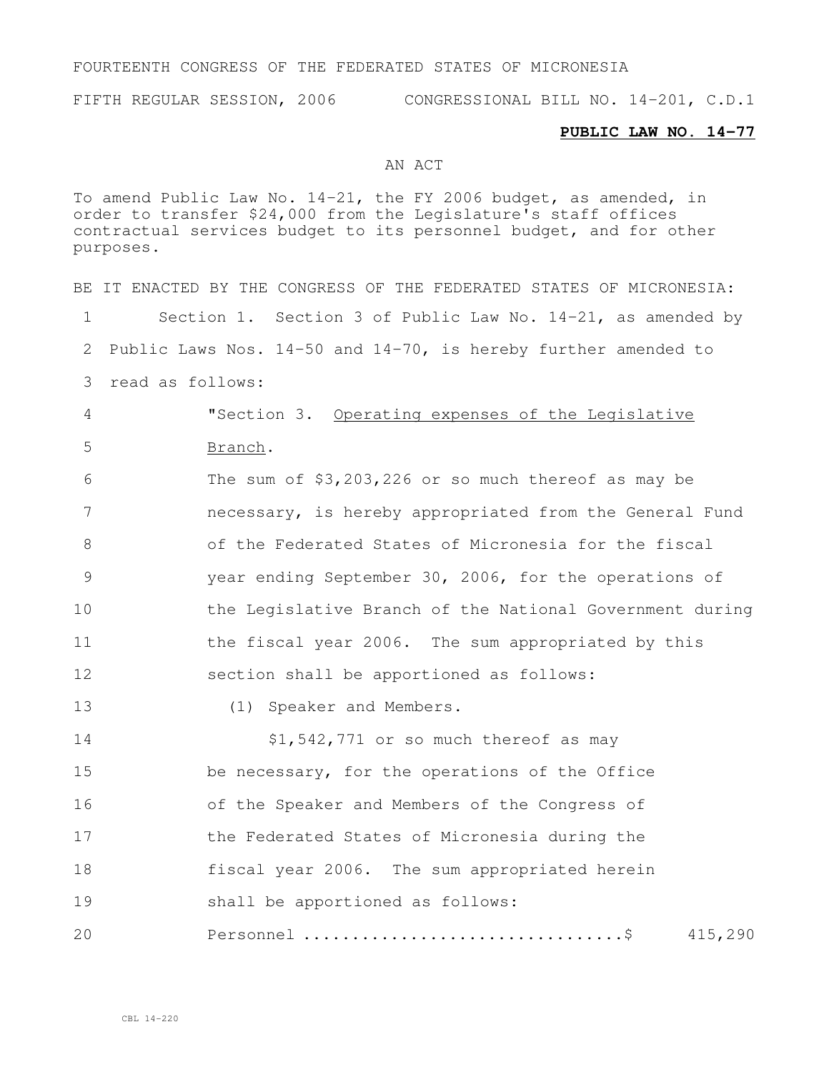FOURTEENTH CONGRESS OF THE FEDERATED STATES OF MICRONESIA

FIFTH REGULAR SESSION, 2006 CONGRESSIONAL BILL NO. 14-201, C.D.1

**PUBLIC LAW NO. 14-77**

AN ACT

To amend Public Law No. 14-21, the FY 2006 budget, as amended, in order to transfer $24,000 from the Legislature's staff offices contractual services budget to its personnel budget, and for other purposes.

BE IT ENACTED BY THE CONGRESS OF THE FEDERATED STATES OF MICRONESIA:

Section 1. Section 3 of Public Law No. 14-21, as amended by Public Laws Nos. 14-50 and 14-70, is hereby further amended to read as follows:

"Section 3. Operating expenses of the Legislative Branch.

The sum of $3,203,226 or so much thereof as may be necessary, is hereby appropriated from the General Fund of the Federated States of Micronesia for the fiscal year ending September 30, 2006, for the operations of the Legislative Branch of the National Government during the fiscal year 2006. The sum appropriated by this section shall be apportioned as follows:

(1) Speaker and Members.

$1,542,771 or so much thereof as may be necessary, for the operations of the Office of the Speaker and Members of the Congress of the Federated States of Micronesia during the fiscal year 2006. The sum appropriated herein shall be apportioned as follows:

Personnel ................................$ 415,290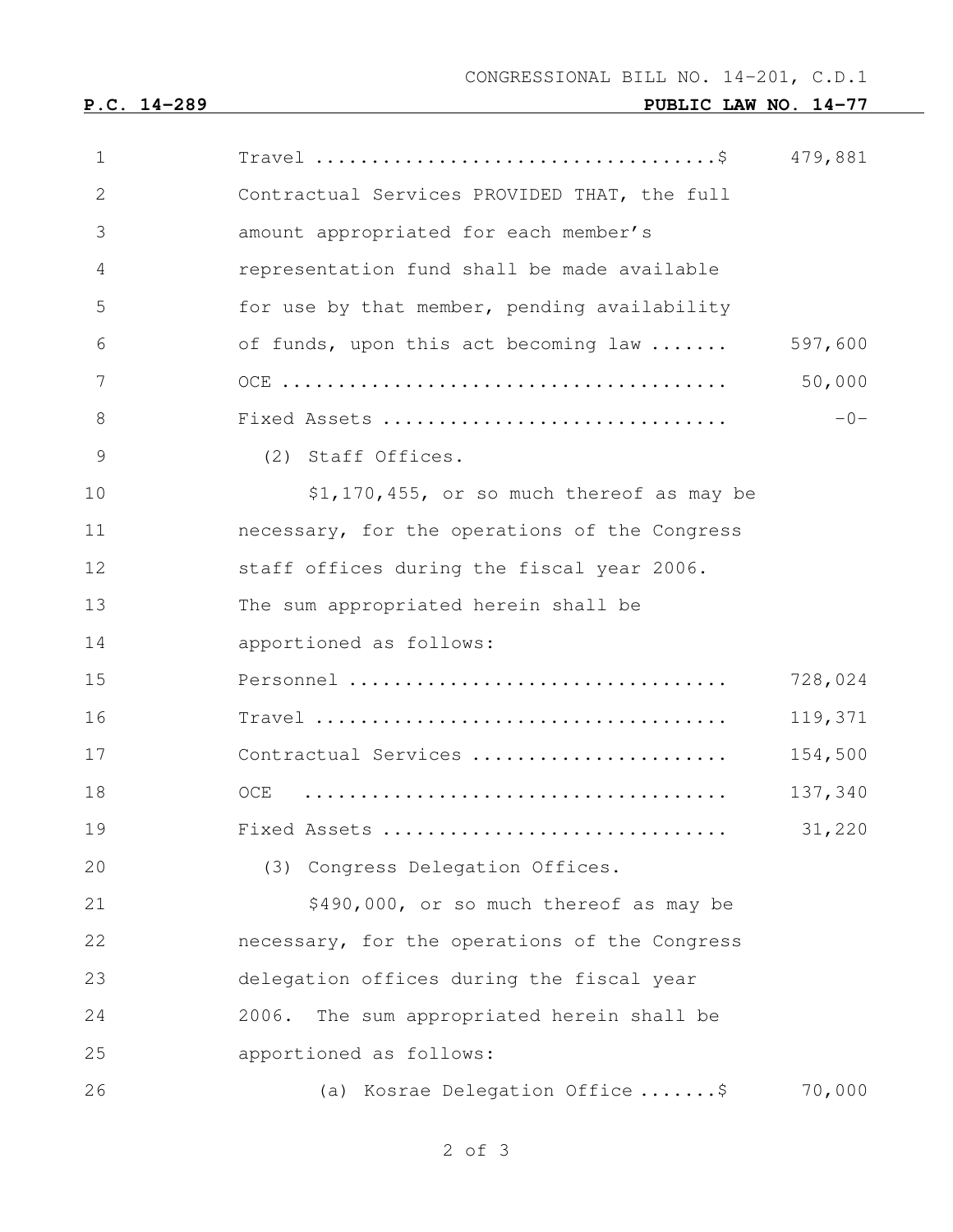CONGRESSIONAL BILL NO. 14-201, C.D.1

**P.C. 14-289** **PUBLIC LAW NO. 14-77**

| | |
|---|---|
| Travel ....................................$ | 479,881 |
| Contractual Services PROVIDED THAT, the full amount appropriated for each member's representation fund shall be made available for use by that member, pending availability of funds, upon this act becoming law ....... | 597,600 |
| OCE ........................................ | 50,000 |
| Fixed Assets ............................... | -0- |

(2) Staff Offices.

$1,170,455, or so much thereof as may be necessary, for the operations of the Congress staff offices during the fiscal year 2006. The sum appropriated herein shall be apportioned as follows:

| | |
|---|---|
| Personnel .................................. | 728,024 |
| Travel ..................................... | 119,371 |
| Contractual Services ....................... | 154,500 |
| OCE ........................................ | 137,340 |
| Fixed Assets ............................... | 31,220 |

(3) Congress Delegation Offices.

$490,000, or so much thereof as may be necessary, for the operations of the Congress delegation offices during the fiscal year 2006. The sum appropriated herein shall be apportioned as follows:

| | |
|---|---|
| (a) Kosrae Delegation Office .......$ | 70,000 |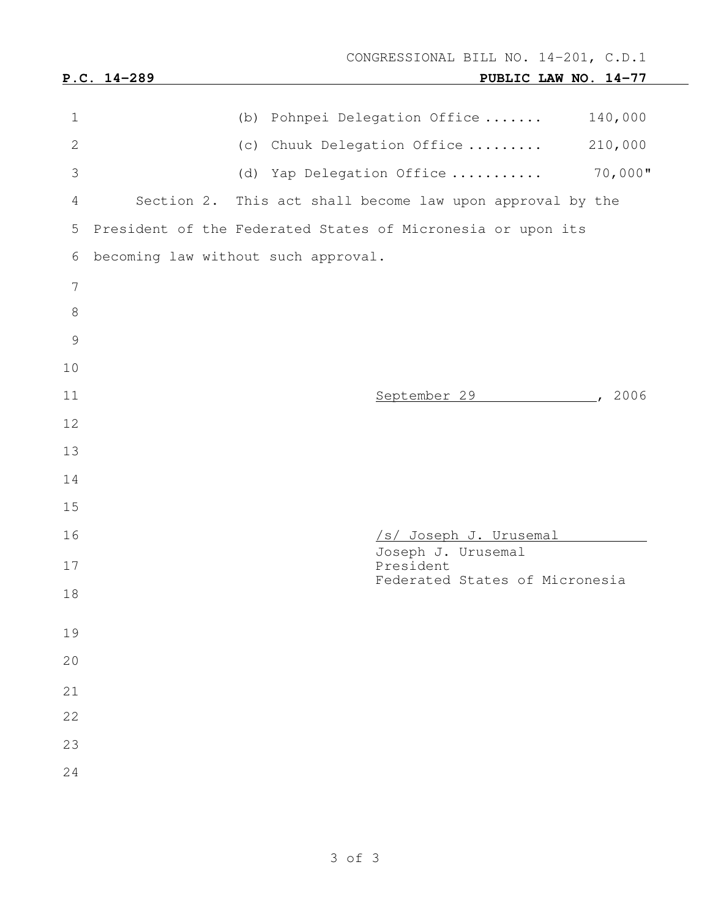(b) Pohnpei Delegation Office ....... 140,000

(c) Chuuk Delegation Office ......... 210,000

(d) Yap Delegation Office ........... 70,000"

Section 2. This act shall become law upon approval by the President of the Federated States of Micronesia or upon its becoming law without such approval.

September 29, 2006

/s/ Joseph J. Urusemal
Joseph J. Urusemal
President
Federated States of Micronesia